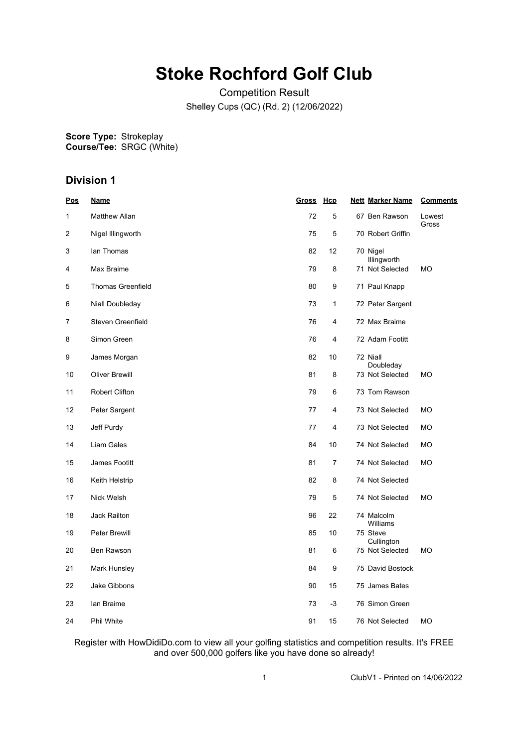# Stoke Rochford Golf Club

Competition Result

Shelley Cups (QC) (Rd. 2) (12/06/2022)

**Score Type:** Strokeplay
**Course/Tee:** SRGC (White)

## Division 1

| Pos | Name | Gross | Hcp | Nett | Marker Name | Comments |
|---|---|---|---|---|---|---|
| 1 | Matthew Allan | 72 | 5 | 67 | Ben Rawson | Lowest Gross |
| 2 | Nigel Illingworth | 75 | 5 | 70 | Robert Griffin | |
| 3 | Ian Thomas | 82 | 12 | 70 | Nigel Illingworth | |
| 4 | Max Braime | 79 | 8 | 71 | Not Selected | MO |
| 5 | Thomas Greenfield | 80 | 9 | 71 | Paul Knapp | |
| 6 | Niall Doubleday | 73 | 1 | 72 | Peter Sargent | |
| 7 | Steven Greenfield | 76 | 4 | 72 | Max Braime | |
| 8 | Simon Green | 76 | 4 | 72 | Adam Footitt | |
| 9 | James Morgan | 82 | 10 | 72 | Niall Doubleday | |
| 10 | Oliver Brewill | 81 | 8 | 73 | Not Selected | MO |
| 11 | Robert Clifton | 79 | 6 | 73 | Tom Rawson | |
| 12 | Peter Sargent | 77 | 4 | 73 | Not Selected | MO |
| 13 | Jeff Purdy | 77 | 4 | 73 | Not Selected | MO |
| 14 | Liam Gales | 84 | 10 | 74 | Not Selected | MO |
| 15 | James Footitt | 81 | 7 | 74 | Not Selected | MO |
| 16 | Keith Helstrip | 82 | 8 | 74 | Not Selected | |
| 17 | Nick Welsh | 79 | 5 | 74 | Not Selected | MO |
| 18 | Jack Railton | 96 | 22 | 74 | Malcolm Williams | |
| 19 | Peter Brewill | 85 | 10 | 75 | Steve Cullington | |
| 20 | Ben Rawson | 81 | 6 | 75 | Not Selected | MO |
| 21 | Mark Hunsley | 84 | 9 | 75 | David Bostock | |
| 22 | Jake Gibbons | 90 | 15 | 75 | James Bates | |
| 23 | Ian Braime | 73 | -3 | 76 | Simon Green | |
| 24 | Phil White | 91 | 15 | 76 | Not Selected | MO |

Register with HowDidiDo.com to view all your golfing statistics and competition results. It's FREE and over 500,000 golfers like you have done so already!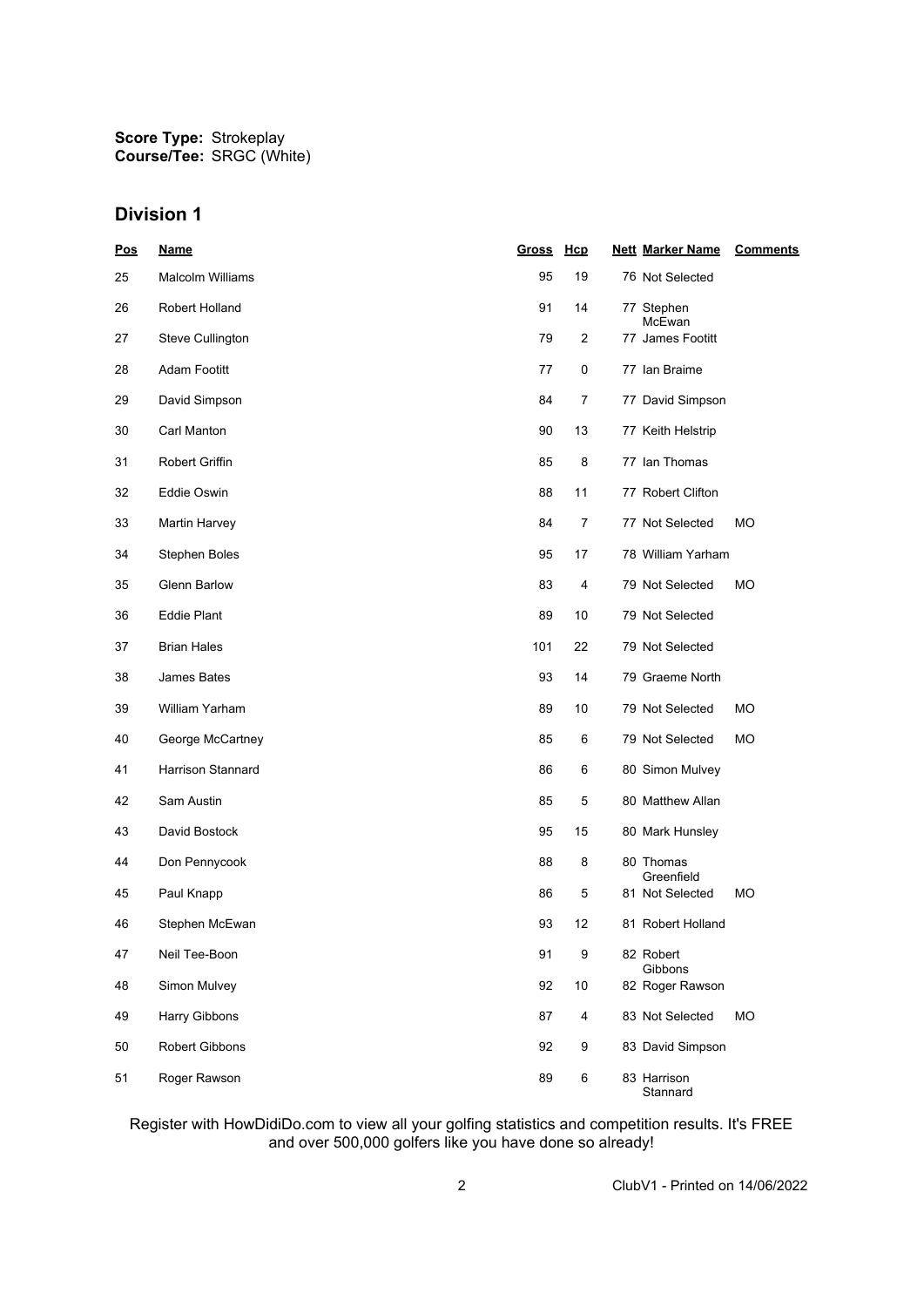**Score Type:** Strokeplay
**Course/Tee:** SRGC (White)

## Division 1

| Pos | Name | Gross | Hcp | Nett | Marker Name | Comments |
|---|---|---|---|---|---|---|
| 25 | Malcolm Williams | 95 | 19 | 76 | Not Selected | |
| 26 | Robert Holland | 91 | 14 | 77 | Stephen McEwan | |
| 27 | Steve Cullington | 79 | 2 | 77 | James Footitt | |
| 28 | Adam Footitt | 77 | 0 | 77 | Ian Braime | |
| 29 | David Simpson | 84 | 7 | 77 | David Simpson | |
| 30 | Carl Manton | 90 | 13 | 77 | Keith Helstrip | |
| 31 | Robert Griffin | 85 | 8 | 77 | Ian Thomas | |
| 32 | Eddie Oswin | 88 | 11 | 77 | Robert Clifton | |
| 33 | Martin Harvey | 84 | 7 | 77 | Not Selected | MO |
| 34 | Stephen Boles | 95 | 17 | 78 | William Yarham | |
| 35 | Glenn Barlow | 83 | 4 | 79 | Not Selected | MO |
| 36 | Eddie Plant | 89 | 10 | 79 | Not Selected | |
| 37 | Brian Hales | 101 | 22 | 79 | Not Selected | |
| 38 | James Bates | 93 | 14 | 79 | Graeme North | |
| 39 | William Yarham | 89 | 10 | 79 | Not Selected | MO |
| 40 | George McCartney | 85 | 6 | 79 | Not Selected | MO |
| 41 | Harrison Stannard | 86 | 6 | 80 | Simon Mulvey | |
| 42 | Sam Austin | 85 | 5 | 80 | Matthew Allan | |
| 43 | David Bostock | 95 | 15 | 80 | Mark Hunsley | |
| 44 | Don Pennycook | 88 | 8 | 80 | Thomas Greenfield | |
| 45 | Paul Knapp | 86 | 5 | 81 | Not Selected | MO |
| 46 | Stephen McEwan | 93 | 12 | 81 | Robert Holland | |
| 47 | Neil Tee-Boon | 91 | 9 | 82 | Robert Gibbons | |
| 48 | Simon Mulvey | 92 | 10 | 82 | Roger Rawson | |
| 49 | Harry Gibbons | 87 | 4 | 83 | Not Selected | MO |
| 50 | Robert Gibbons | 92 | 9 | 83 | David Simpson | |
| 51 | Roger Rawson | 89 | 6 | 83 | Harrison Stannard | |

Register with HowDidiDo.com to view all your golfing statistics and competition results. It's FREE and over 500,000 golfers like you have done so already!

ClubV1 - Printed on 14/06/2022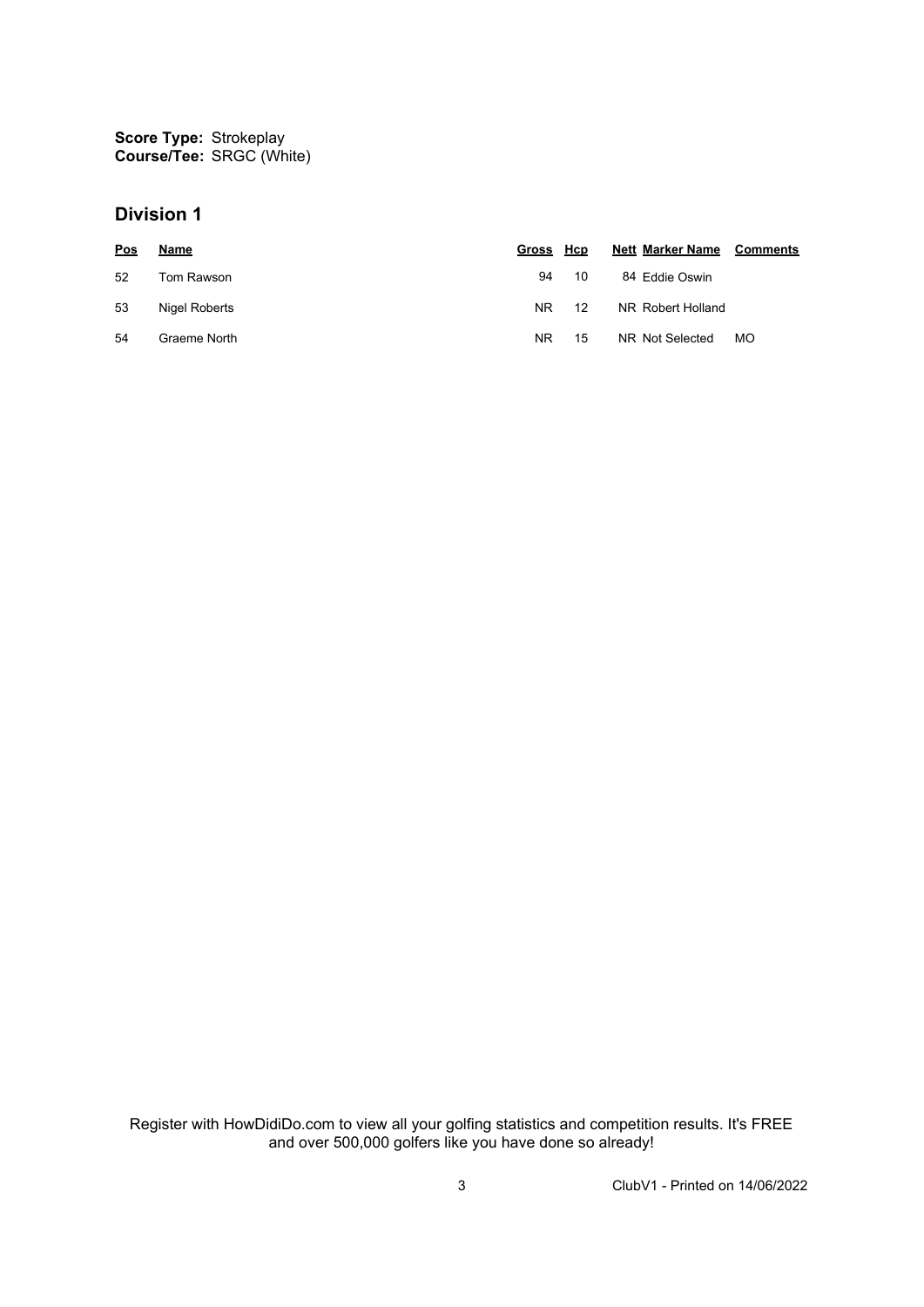**Score Type:** Strokeplay
**Course/Tee:** SRGC (White)

## Division 1

| Pos | Name | Gross | Hcp | Nett | Marker Name | Comments |
|---|---|---|---|---|---|---|
| 52 | Tom Rawson | 94 | 10 | 84 | Eddie Oswin | |
| 53 | Nigel Roberts | NR | 12 | NR | Robert Holland | |
| 54 | Graeme North | NR | 15 | NR | Not Selected | MO |

Register with HowDidiDo.com to view all your golfing statistics and competition results. It's FREE and over 500,000 golfers like you have done so already!

ClubV1 - Printed on 14/06/2022